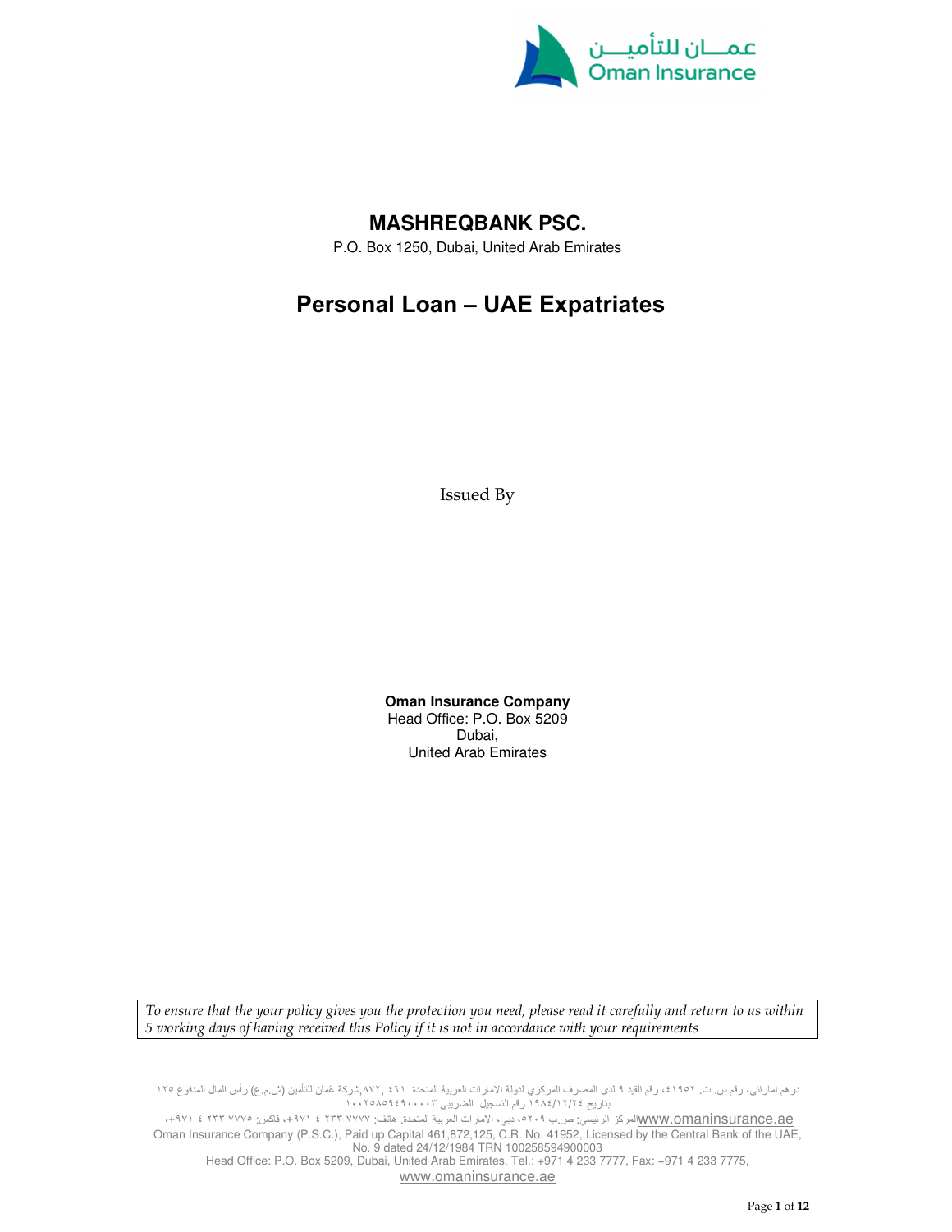# MASHREQBANK PSC.

P.O. Box 1250, Dubai, United Arab Emirates

# Personal Loan – UAE Expatriates

Issued By

**Oman Insurance Company**
Head Office: P.O. Box 5209
Dubai,
United Arab Emirates

*To ensure that the your policy gives you the protection you need, please read it carefully and return to us within 5 working days of having received this Policy if it is not in accordance with your requirements*

شركة عُمان للتأمين (ش.م.ع) رأس المال المدفوع ٤٦١,٨٧٢,١٢٥ درهم إماراتي، رقم س. ت. ٤١٩٥٢، رقم القيد ٩ لدى المصرف المركزي لدولة الامارات العربية المتحدة بتاريخ ١٩٨٤/١٢/٢٤ رقم التسجيل الضريبي ١٠٠٢٥٨٥٩٤٩٠٠٠٠٣

المركز الرئيسي: ص.ب ٥٢٠٩، دبي، الإمارات العربية المتحدة. هاتف: ٧٧٧٧ ٢٣٣ ٤ ٩٧١+، فاكس: ٧٧٧٥ ٢٣٣ ٤ ٩٧١+، www.omaninsurance.ae

Oman Insurance Company (P.S.C.), Paid up Capital 461,872,125, C.R. No. 41952, Licensed by the Central Bank of the UAE, No. 9 dated 24/12/1984 TRN 100258594900003

Head Office: P.O. Box 5209, Dubai, United Arab Emirates, Tel.: +971 4 233 7777, Fax: +971 4 233 7775, www.omaninsurance.ae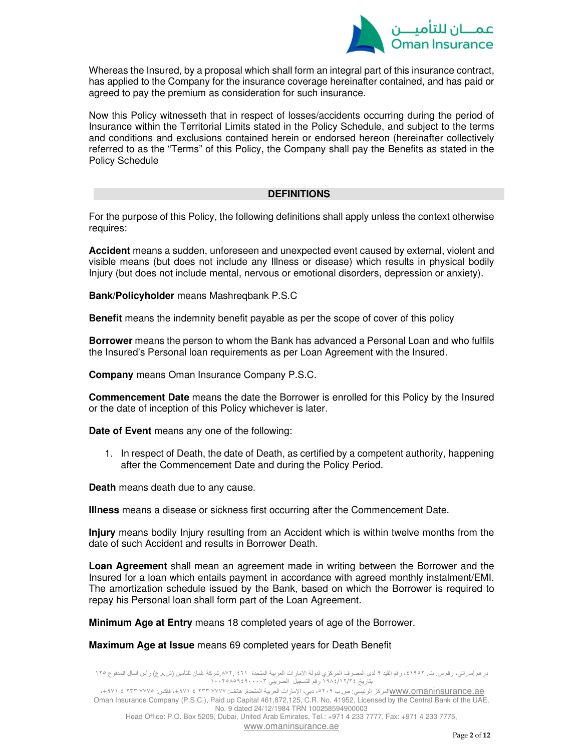Whereas the Insured, by a proposal which shall form an integral part of this insurance contract, has applied to the Company for the insurance coverage hereinafter contained, and has paid or agreed to pay the premium as consideration for such insurance.

Now this Policy witnesseth that in respect of losses/accidents occurring during the period of Insurance within the Territorial Limits stated in the Policy Schedule, and subject to the terms and conditions and exclusions contained herein or endorsed hereon (hereinafter collectively referred to as the "Terms" of this Policy, the Company shall pay the Benefits as stated in the Policy Schedule

## DEFINITIONS

For the purpose of this Policy, the following definitions shall apply unless the context otherwise requires:

**Accident** means a sudden, unforeseen and unexpected event caused by external, violent and visible means (but does not include any Illness or disease) which results in physical bodily Injury (but does not include mental, nervous or emotional disorders, depression or anxiety).

**Bank/Policyholder** means Mashreqbank P.S.C

**Benefit** means the indemnity benefit payable as per the scope of cover of this policy

**Borrower** means the person to whom the Bank has advanced a Personal Loan and who fulfils the Insured's Personal loan requirements as per Loan Agreement with the Insured.

**Company** means Oman Insurance Company P.S.C.

**Commencement Date** means the date the Borrower is enrolled for this Policy by the Insured or the date of inception of this Policy whichever is later.

**Date of Event** means any one of the following:

1. In respect of Death, the date of Death, as certified by a competent authority, happening after the Commencement Date and during the Policy Period.

**Death** means death due to any cause.

**Illness** means a disease or sickness first occurring after the Commencement Date.

**Injury** means bodily Injury resulting from an Accident which is within twelve months from the date of such Accident and results in Borrower Death.

**Loan Agreement** shall mean an agreement made in writing between the Borrower and the Insured for a loan which entails payment in accordance with agreed monthly instalment/EMI. The amortization schedule issued by the Bank, based on which the Borrower is required to repay his Personal loan shall form part of the Loan Agreement.

**Minimum Age at Entry** means 18 completed years of age of the Borrower.

**Maximum Age at Issue** means 69 completed years for Death Benefit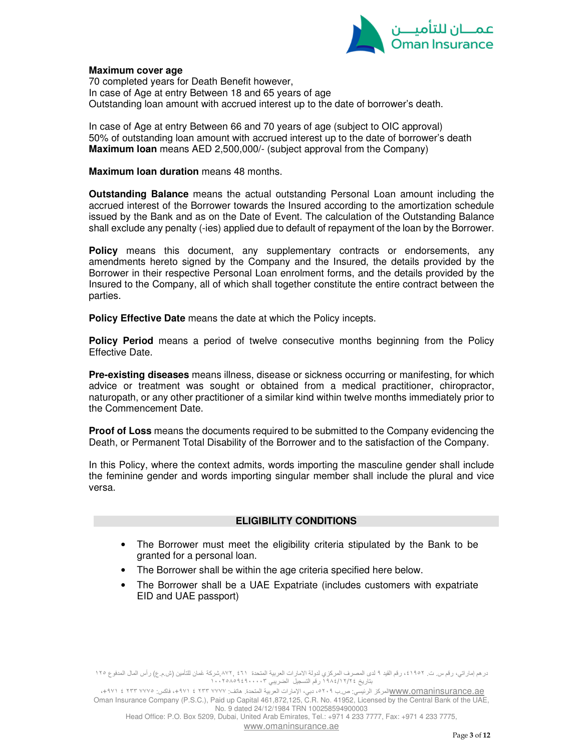**Maximum cover age**
70 completed years for Death Benefit however,
In case of Age at entry Between 18 and 65 years of age
Outstanding loan amount with accrued interest up to the date of borrower's death.

In case of Age at entry Between 66 and 70 years of age (subject to OIC approval)
50% of outstanding loan amount with accrued interest up to the date of borrower's death
**Maximum loan** means AED 2,500,000/- (subject approval from the Company)

**Maximum loan duration** means 48 months.

**Outstanding Balance** means the actual outstanding Personal Loan amount including the accrued interest of the Borrower towards the Insured according to the amortization schedule issued by the Bank and as on the Date of Event. The calculation of the Outstanding Balance shall exclude any penalty (-ies) applied due to default of repayment of the loan by the Borrower.

**Policy** means this document, any supplementary contracts or endorsements, any amendments hereto signed by the Company and the Insured, the details provided by the Borrower in their respective Personal Loan enrolment forms, and the details provided by the Insured to the Company, all of which shall together constitute the entire contract between the parties.

**Policy Effective Date** means the date at which the Policy incepts.

**Policy Period** means a period of twelve consecutive months beginning from the Policy Effective Date.

**Pre-existing diseases** means illness, disease or sickness occurring or manifesting, for which advice or treatment was sought or obtained from a medical practitioner, chiropractor, naturopath, or any other practitioner of a similar kind within twelve months immediately prior to the Commencement Date.

**Proof of Loss** means the documents required to be submitted to the Company evidencing the Death, or Permanent Total Disability of the Borrower and to the satisfaction of the Company.

In this Policy, where the context admits, words importing the masculine gender shall include the feminine gender and words importing singular member shall include the plural and vice versa.

## ELIGIBILITY CONDITIONS

- The Borrower must meet the eligibility criteria stipulated by the Bank to be granted for a personal loan.
- The Borrower shall be within the age criteria specified here below.
- The Borrower shall be a UAE Expatriate (includes customers with expatriate EID and UAE passport)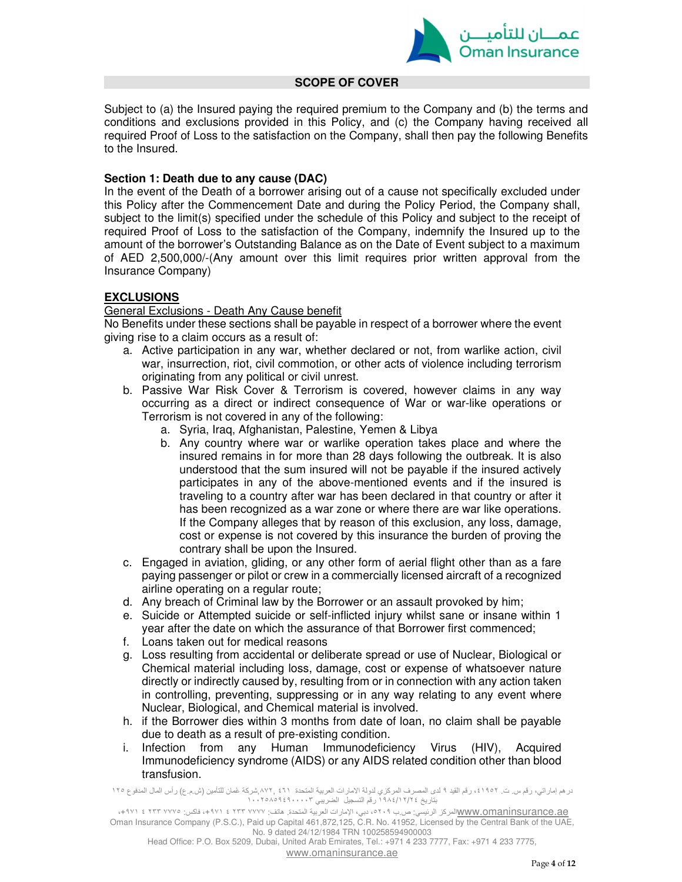## SCOPE OF COVER

Subject to (a) the Insured paying the required premium to the Company and (b) the terms and conditions and exclusions provided in this Policy, and (c) the Company having received all required Proof of Loss to the satisfaction on the Company, shall then pay the following Benefits to the Insured.

**Section 1: Death due to any cause (DAC)**

In the event of the Death of a borrower arising out of a cause not specifically excluded under this Policy after the Commencement Date and during the Policy Period, the Company shall, subject to the limit(s) specified under the schedule of this Policy and subject to the receipt of required Proof of Loss to the satisfaction of the Company, indemnify the Insured up to the amount of the borrower's Outstanding Balance as on the Date of Event subject to a maximum of AED 2,500,000/-(Any amount over this limit requires prior written approval from the Insurance Company)

**EXCLUSIONS**

General Exclusions - Death Any Cause benefit

No Benefits under these sections shall be payable in respect of a borrower where the event giving rise to a claim occurs as a result of:

a. Active participation in any war, whether declared or not, from warlike action, civil war, insurrection, riot, civil commotion, or other acts of violence including terrorism originating from any political or civil unrest.
b. Passive War Risk Cover & Terrorism is covered, however claims in any way occurring as a direct or indirect consequence of War or war-like operations or Terrorism is not covered in any of the following:
    a. Syria, Iraq, Afghanistan, Palestine, Yemen & Libya
    b. Any country where war or warlike operation takes place and where the insured remains in for more than 28 days following the outbreak. It is also understood that the sum insured will not be payable if the insured actively participates in any of the above-mentioned events and if the insured is traveling to a country after war has been declared in that country or after it has been recognized as a war zone or where there are war like operations. If the Company alleges that by reason of this exclusion, any loss, damage, cost or expense is not covered by this insurance the burden of proving the contrary shall be upon the Insured.
c. Engaged in aviation, gliding, or any other form of aerial flight other than as a fare paying passenger or pilot or crew in a commercially licensed aircraft of a recognized airline operating on a regular route;
d. Any breach of Criminal law by the Borrower or an assault provoked by him;
e. Suicide or Attempted suicide or self-inflicted injury whilst sane or insane within 1 year after the date on which the assurance of that Borrower first commenced;
f. Loans taken out for medical reasons
g. Loss resulting from accidental or deliberate spread or use of Nuclear, Biological or Chemical material including loss, damage, cost or expense of whatsoever nature directly or indirectly caused by, resulting from or in connection with any action taken in controlling, preventing, suppressing or in any way relating to any event where Nuclear, Biological, and Chemical material is involved.
h. if the Borrower dies within 3 months from date of loan, no claim shall be payable due to death as a result of pre-existing condition.
i. Infection from any Human Immunodeficiency Virus (HIV), Acquired Immunodeficiency syndrome (AIDS) or any AIDS related condition other than blood transfusion.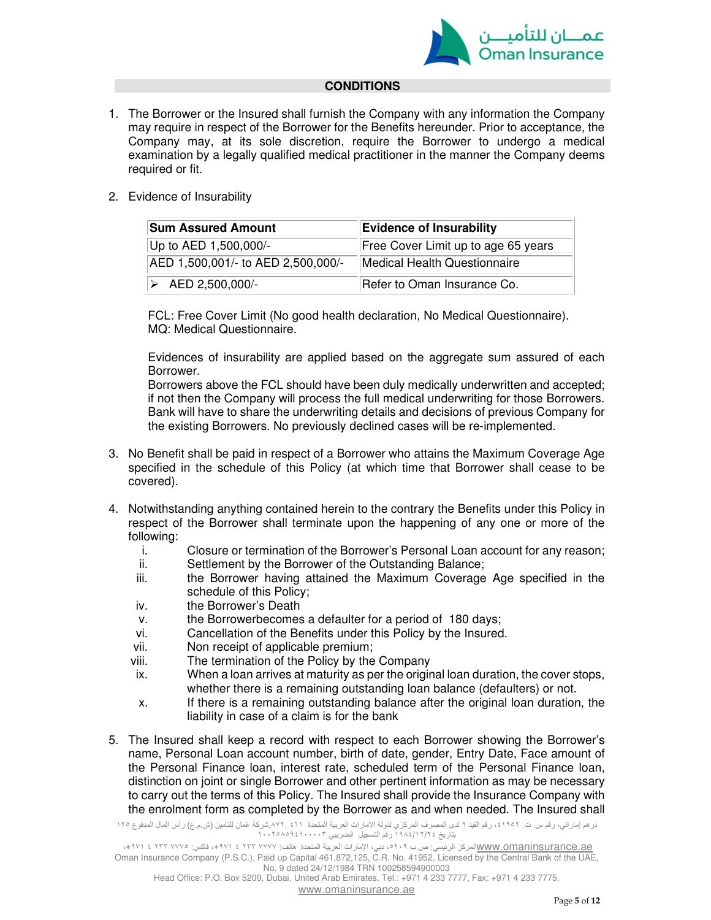## CONDITIONS

1. The Borrower or the Insured shall furnish the Company with any information the Company may require in respect of the Borrower for the Benefits hereunder. Prior to acceptance, the Company may, at its sole discretion, require the Borrower to undergo a medical examination by a legally qualified medical practitioner in the manner the Company deems required or fit.

2. Evidence of Insurability

| Sum Assured Amount | Evidence of Insurability |
|---|---|
| Up to AED 1,500,000/- | Free Cover Limit up to age 65 years |
| AED 1,500,001/- to AED 2,500,000/- | Medical Health Questionnaire |
| ➢ AED 2,500,000/- | Refer to Oman Insurance Co. |

FCL: Free Cover Limit (No good health declaration, No Medical Questionnaire).
MQ: Medical Questionnaire.

Evidences of insurability are applied based on the aggregate sum assured of each Borrower.
Borrowers above the FCL should have been duly medically underwritten and accepted; if not then the Company will process the full medical underwriting for those Borrowers. Bank will have to share the underwriting details and decisions of previous Company for the existing Borrowers. No previously declined cases will be re-implemented.

3. No Benefit shall be paid in respect of a Borrower who attains the Maximum Coverage Age specified in the schedule of this Policy (at which time that Borrower shall cease to be covered).

4. Notwithstanding anything contained herein to the contrary the Benefits under this Policy in respect of the Borrower shall terminate upon the happening of any one or more of the following:
   i. Closure or termination of the Borrower's Personal Loan account for any reason;
   ii. Settlement by the Borrower of the Outstanding Balance;
   iii. the Borrower having attained the Maximum Coverage Age specified in the schedule of this Policy;
   iv. the Borrower's Death
   v. the Borrowerbecomes a defaulter for a period of 180 days;
   vi. Cancellation of the Benefits under this Policy by the Insured.
   vii. Non receipt of applicable premium;
   viii. The termination of the Policy by the Company
   ix. When a loan arrives at maturity as per the original loan duration, the cover stops, whether there is a remaining outstanding loan balance (defaulters) or not.
   x. If there is a remaining outstanding balance after the original loan duration, the liability in case of a claim is for the bank

5. The Insured shall keep a record with respect to each Borrower showing the Borrower's name, Personal Loan account number, birth of date, gender, Entry Date, Face amount of the Personal Finance loan, interest rate, scheduled term of the Personal Finance loan, distinction on joint or single Borrower and other pertinent information as may be necessary to carry out the terms of this Policy. The Insured shall provide the Insurance Company with the enrolment form as completed by the Borrower as and when needed. The Insured shall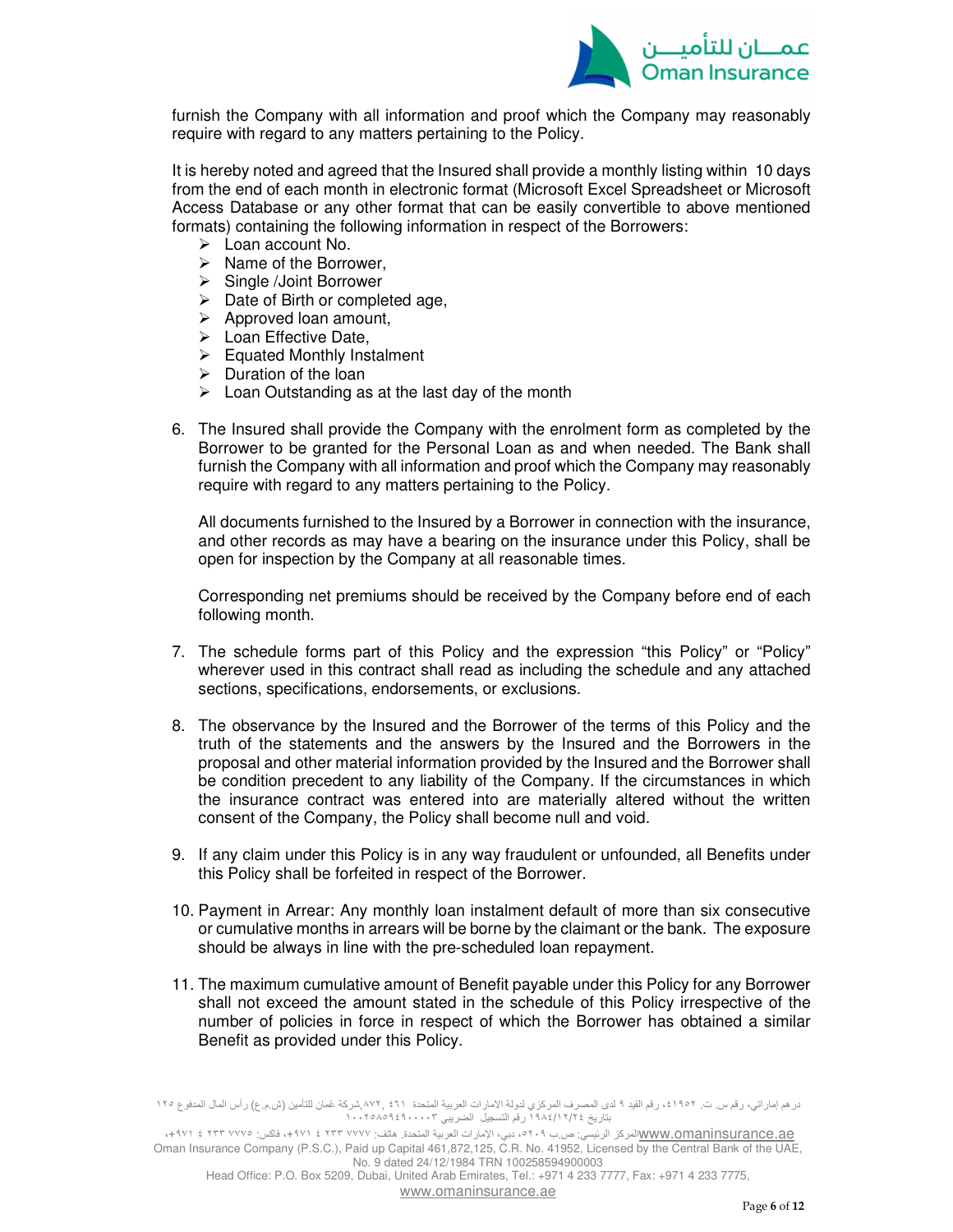furnish the Company with all information and proof which the Company may reasonably require with regard to any matters pertaining to the Policy.

It is hereby noted and agreed that the Insured shall provide a monthly listing within 10 days from the end of each month in electronic format (Microsoft Excel Spreadsheet or Microsoft Access Database or any other format that can be easily convertible to above mentioned formats) containing the following information in respect of the Borrowers:

- Loan account No.
- Name of the Borrower,
- Single /Joint Borrower
- Date of Birth or completed age,
- Approved loan amount,
- Loan Effective Date,
- Equated Monthly Instalment
- Duration of the loan
- Loan Outstanding as at the last day of the month

6. The Insured shall provide the Company with the enrolment form as completed by the Borrower to be granted for the Personal Loan as and when needed. The Bank shall furnish the Company with all information and proof which the Company may reasonably require with regard to any matters pertaining to the Policy.

   All documents furnished to the Insured by a Borrower in connection with the insurance, and other records as may have a bearing on the insurance under this Policy, shall be open for inspection by the Company at all reasonable times.

   Corresponding net premiums should be received by the Company before end of each following month.

7. The schedule forms part of this Policy and the expression "this Policy" or "Policy" wherever used in this contract shall read as including the schedule and any attached sections, specifications, endorsements, or exclusions.

8. The observance by the Insured and the Borrower of the terms of this Policy and the truth of the statements and the answers by the Insured and the Borrowers in the proposal and other material information provided by the Insured and the Borrower shall be condition precedent to any liability of the Company. If the circumstances in which the insurance contract was entered into are materially altered without the written consent of the Company, the Policy shall become null and void.

9. If any claim under this Policy is in any way fraudulent or unfounded, all Benefits under this Policy shall be forfeited in respect of the Borrower.

10. Payment in Arrear: Any monthly loan instalment default of more than six consecutive or cumulative months in arrears will be borne by the claimant or the bank. The exposure should be always in line with the pre-scheduled loan repayment.

11. The maximum cumulative amount of Benefit payable under this Policy for any Borrower shall not exceed the amount stated in the schedule of this Policy irrespective of the number of policies in force in respect of which the Borrower has obtained a similar Benefit as provided under this Policy.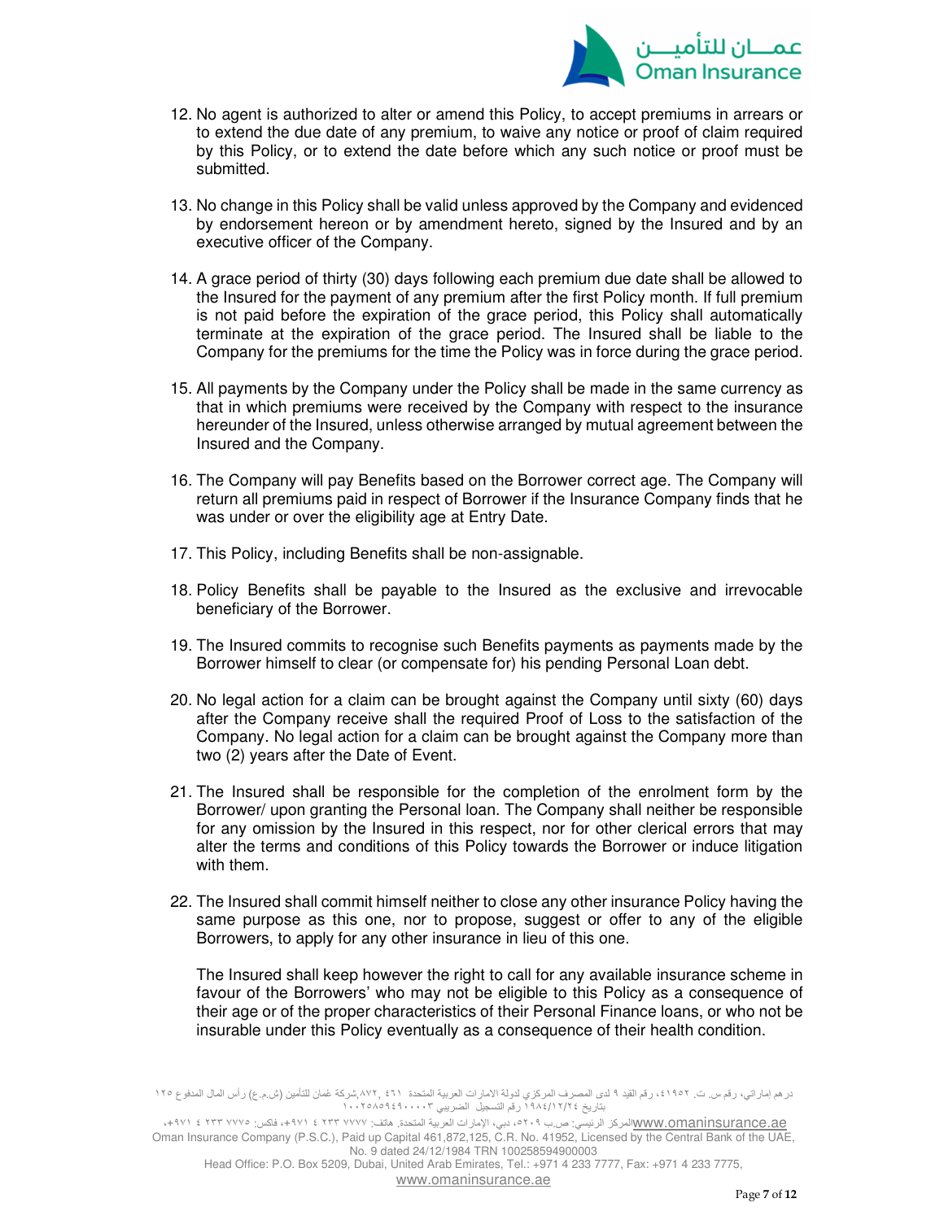12. No agent is authorized to alter or amend this Policy, to accept premiums in arrears or to extend the due date of any premium, to waive any notice or proof of claim required by this Policy, or to extend the date before which any such notice or proof must be submitted.

13. No change in this Policy shall be valid unless approved by the Company and evidenced by endorsement hereon or by amendment hereto, signed by the Insured and by an executive officer of the Company.

14. A grace period of thirty (30) days following each premium due date shall be allowed to the Insured for the payment of any premium after the first Policy month. If full premium is not paid before the expiration of the grace period, this Policy shall automatically terminate at the expiration of the grace period. The Insured shall be liable to the Company for the premiums for the time the Policy was in force during the grace period.

15. All payments by the Company under the Policy shall be made in the same currency as that in which premiums were received by the Company with respect to the insurance hereunder of the Insured, unless otherwise arranged by mutual agreement between the Insured and the Company.

16. The Company will pay Benefits based on the Borrower correct age. The Company will return all premiums paid in respect of Borrower if the Insurance Company finds that he was under or over the eligibility age at Entry Date.

17. This Policy, including Benefits shall be non-assignable.

18. Policy Benefits shall be payable to the Insured as the exclusive and irrevocable beneficiary of the Borrower.

19. The Insured commits to recognise such Benefits payments as payments made by the Borrower himself to clear (or compensate for) his pending Personal Loan debt.

20. No legal action for a claim can be brought against the Company until sixty (60) days after the Company receive shall the required Proof of Loss to the satisfaction of the Company. No legal action for a claim can be brought against the Company more than two (2) years after the Date of Event.

21. The Insured shall be responsible for the completion of the enrolment form by the Borrower/ upon granting the Personal loan. The Company shall neither be responsible for any omission by the Insured in this respect, nor for other clerical errors that may alter the terms and conditions of this Policy towards the Borrower or induce litigation with them.

22. The Insured shall commit himself neither to close any other insurance Policy having the same purpose as this one, nor to propose, suggest or offer to any of the eligible Borrowers, to apply for any other insurance in lieu of this one.

    The Insured shall keep however the right to call for any available insurance scheme in favour of the Borrowers' who may not be eligible to this Policy as a consequence of their age or of the proper characteristics of their Personal Finance loans, or who not be insurable under this Policy eventually as a consequence of their health condition.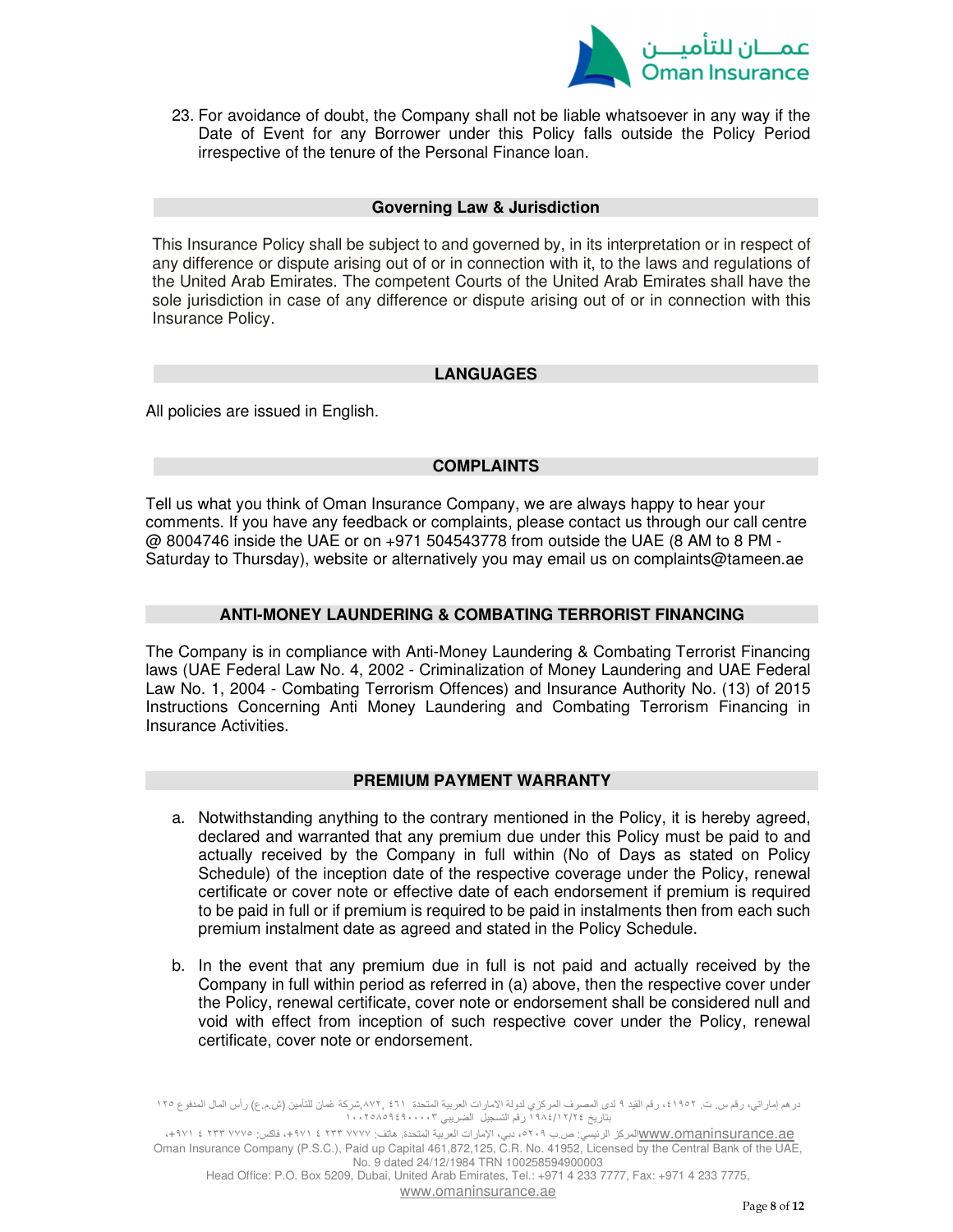23. For avoidance of doubt, the Company shall not be liable whatsoever in any way if the Date of Event for any Borrower under this Policy falls outside the Policy Period irrespective of the tenure of the Personal Finance loan.

## Governing Law & Jurisdiction

This Insurance Policy shall be subject to and governed by, in its interpretation or in respect of any difference or dispute arising out of or in connection with it, to the laws and regulations of the United Arab Emirates. The competent Courts of the United Arab Emirates shall have the sole jurisdiction in case of any difference or dispute arising out of or in connection with this Insurance Policy.

## LANGUAGES

All policies are issued in English.

## COMPLAINTS

Tell us what you think of Oman Insurance Company, we are always happy to hear your comments. If you have any feedback or complaints, please contact us through our call centre @ 8004746 inside the UAE or on +971 504543778 from outside the UAE (8 AM to 8 PM - Saturday to Thursday), website or alternatively you may email us on complaints@tameen.ae

## ANTI-MONEY LAUNDERING & COMBATING TERRORIST FINANCING

The Company is in compliance with Anti-Money Laundering & Combating Terrorist Financing laws (UAE Federal Law No. 4, 2002 - Criminalization of Money Laundering and UAE Federal Law No. 1, 2004 - Combating Terrorism Offences) and Insurance Authority No. (13) of 2015 Instructions Concerning Anti Money Laundering and Combating Terrorism Financing in Insurance Activities.

## PREMIUM PAYMENT WARRANTY

a. Notwithstanding anything to the contrary mentioned in the Policy, it is hereby agreed, declared and warranted that any premium due under this Policy must be paid to and actually received by the Company in full within (No of Days as stated on Policy Schedule) of the inception date of the respective coverage under the Policy, renewal certificate or cover note or effective date of each endorsement if premium is required to be paid in full or if premium is required to be paid in instalments then from each such premium instalment date as agreed and stated in the Policy Schedule.

b. In the event that any premium due in full is not paid and actually received by the Company in full within period as referred in (a) above, then the respective cover under the Policy, renewal certificate, cover note or endorsement shall be considered null and void with effect from inception of such respective cover under the Policy, renewal certificate, cover note or endorsement.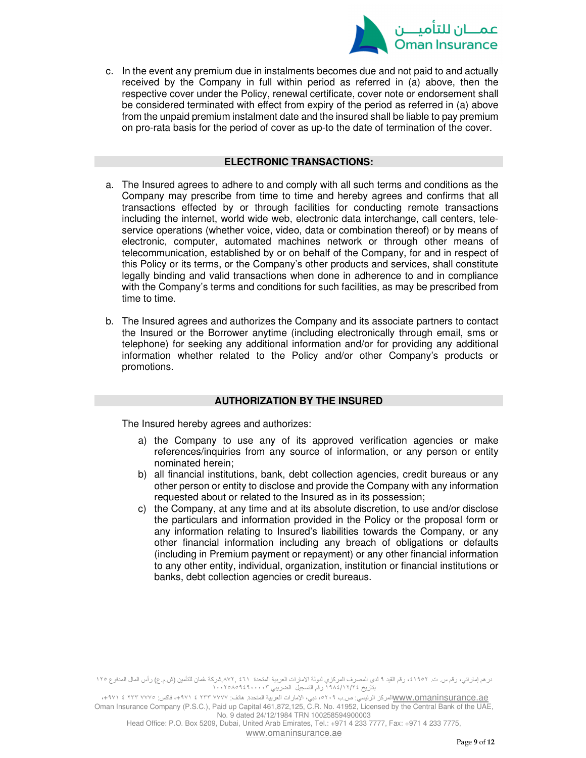c. In the event any premium due in instalments becomes due and not paid to and actually received by the Company in full within period as referred in (a) above, then the respective cover under the Policy, renewal certificate, cover note or endorsement shall be considered terminated with effect from expiry of the period as referred in (a) above from the unpaid premium instalment date and the insured shall be liable to pay premium on pro-rata basis for the period of cover as up-to the date of termination of the cover.

## ELECTRONIC TRANSACTIONS:

a. The Insured agrees to adhere to and comply with all such terms and conditions as the Company may prescribe from time to time and hereby agrees and confirms that all transactions effected by or through facilities for conducting remote transactions including the internet, world wide web, electronic data interchange, call centers, tele-service operations (whether voice, video, data or combination thereof) or by means of electronic, computer, automated machines network or through other means of telecommunication, established by or on behalf of the Company, for and in respect of this Policy or its terms, or the Company's other products and services, shall constitute legally binding and valid transactions when done in adherence to and in compliance with the Company's terms and conditions for such facilities, as may be prescribed from time to time.

b. The Insured agrees and authorizes the Company and its associate partners to contact the Insured or the Borrower anytime (including electronically through email, sms or telephone) for seeking any additional information and/or for providing any additional information whether related to the Policy and/or other Company's products or promotions.

## AUTHORIZATION BY THE INSURED

The Insured hereby agrees and authorizes:

a) the Company to use any of its approved verification agencies or make references/inquiries from any source of information, or any person or entity nominated herein;

b) all financial institutions, bank, debt collection agencies, credit bureaus or any other person or entity to disclose and provide the Company with any information requested about or related to the Insured as in its possession;

c) the Company, at any time and at its absolute discretion, to use and/or disclose the particulars and information provided in the Policy or the proposal form or any information relating to Insured's liabilities towards the Company, or any other financial information including any breach of obligations or defaults (including in Premium payment or repayment) or any other financial information to any other entity, individual, organization, institution or financial institutions or banks, debt collection agencies or credit bureaus.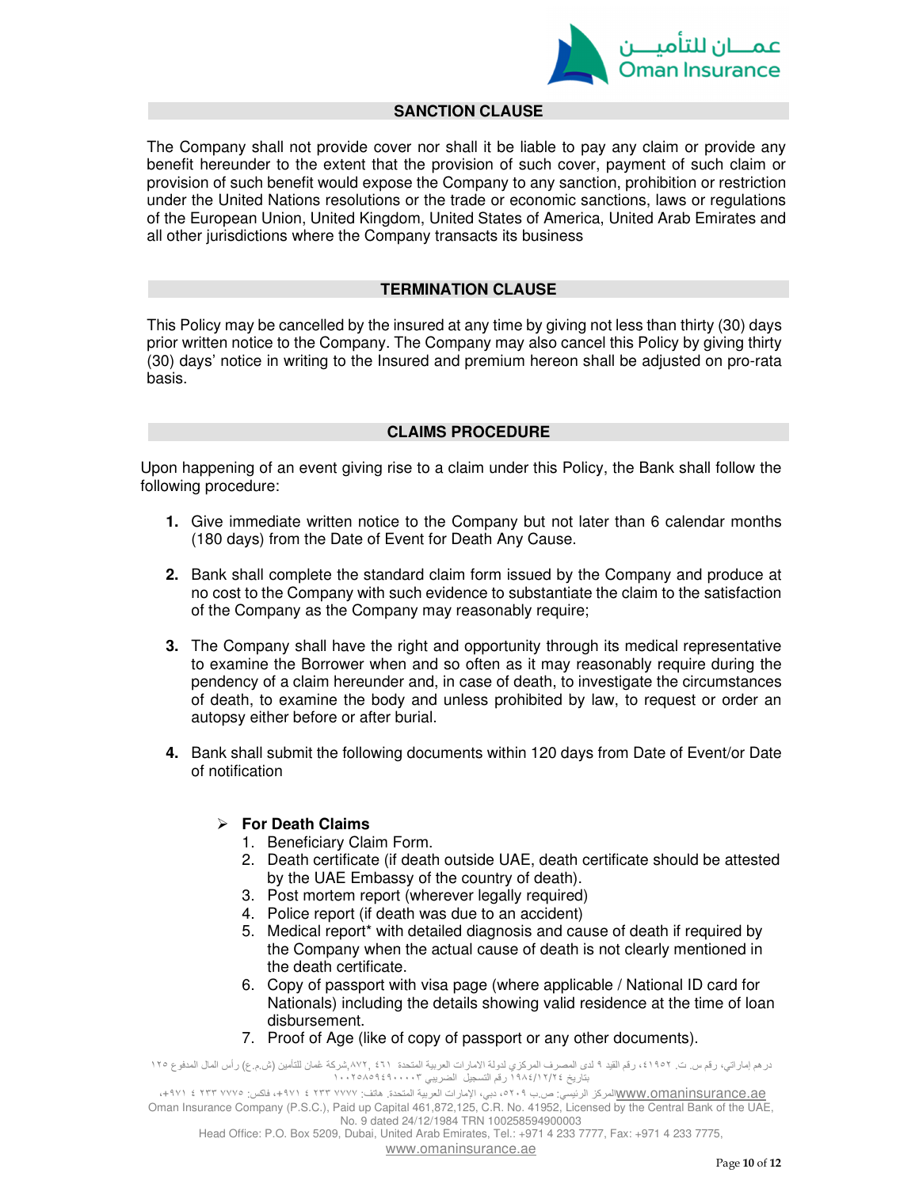## SANCTION CLAUSE

The Company shall not provide cover nor shall it be liable to pay any claim or provide any benefit hereunder to the extent that the provision of such cover, payment of such claim or provision of such benefit would expose the Company to any sanction, prohibition or restriction under the United Nations resolutions or the trade or economic sanctions, laws or regulations of the European Union, United Kingdom, United States of America, United Arab Emirates and all other jurisdictions where the Company transacts its business

## TERMINATION CLAUSE

This Policy may be cancelled by the insured at any time by giving not less than thirty (30) days prior written notice to the Company. The Company may also cancel this Policy by giving thirty (30) days' notice in writing to the Insured and premium hereon shall be adjusted on pro-rata basis.

## CLAIMS PROCEDURE

Upon happening of an event giving rise to a claim under this Policy, the Bank shall follow the following procedure:

1. Give immediate written notice to the Company but not later than 6 calendar months (180 days) from the Date of Event for Death Any Cause.
2. Bank shall complete the standard claim form issued by the Company and produce at no cost to the Company with such evidence to substantiate the claim to the satisfaction of the Company as the Company may reasonably require;
3. The Company shall have the right and opportunity through its medical representative to examine the Borrower when and so often as it may reasonably require during the pendency of a claim hereunder and, in case of death, to investigate the circumstances of death, to examine the body and unless prohibited by law, to request or order an autopsy either before or after burial.
4. Bank shall submit the following documents within 120 days from Date of Event/or Date of notification

- **For Death Claims**
  1. Beneficiary Claim Form.
  2. Death certificate (if death outside UAE, death certificate should be attested by the UAE Embassy of the country of death).
  3. Post mortem report (wherever legally required)
  4. Police report (if death was due to an accident)
  5. Medical report* with detailed diagnosis and cause of death if required by the Company when the actual cause of death is not clearly mentioned in the death certificate.
  6. Copy of passport with visa page (where applicable / National ID card for Nationals) including the details showing valid residence at the time of loan disbursement.
  7. Proof of Age (like of copy of passport or any other documents).

شركة عمان للتأمين (ش.م.ع) رأس المال المدفوع ٤٦١,٨٧٢,١٢٥ درهم إماراتي، رقم س. ت. ٤١٩٥٢، رقم القيد ٩ لدى المصرف المركزي لدولة الامارات العربية المتحدة بتاريخ ١٩٨٤/١٢/٢٤ رقم التسجيل الضريبي ١٠٠٢٥٨٥٩٤٩٠٠٠٠٣

المركز الرئيسي: ص.ب ٥٢٠٩، دبي، الإمارات العربية المتحدة. هاتف: ٧٧٧٧ ٢٣٣ ٤ ٩٧١+، فاكس: ٧٧٧٥ ٢٣٣ ٤ ٩٧١+، www.omaninsurance.ae

Oman Insurance Company (P.S.C.), Paid up Capital 461,872,125, C.R. No. 41952, Licensed by the Central Bank of the UAE, No. 9 dated 24/12/1984 TRN 100258594900003

Head Office: P.O. Box 5209, Dubai, United Arab Emirates, Tel.: +971 4 233 7777, Fax: +971 4 233 7775, www.omaninsurance.ae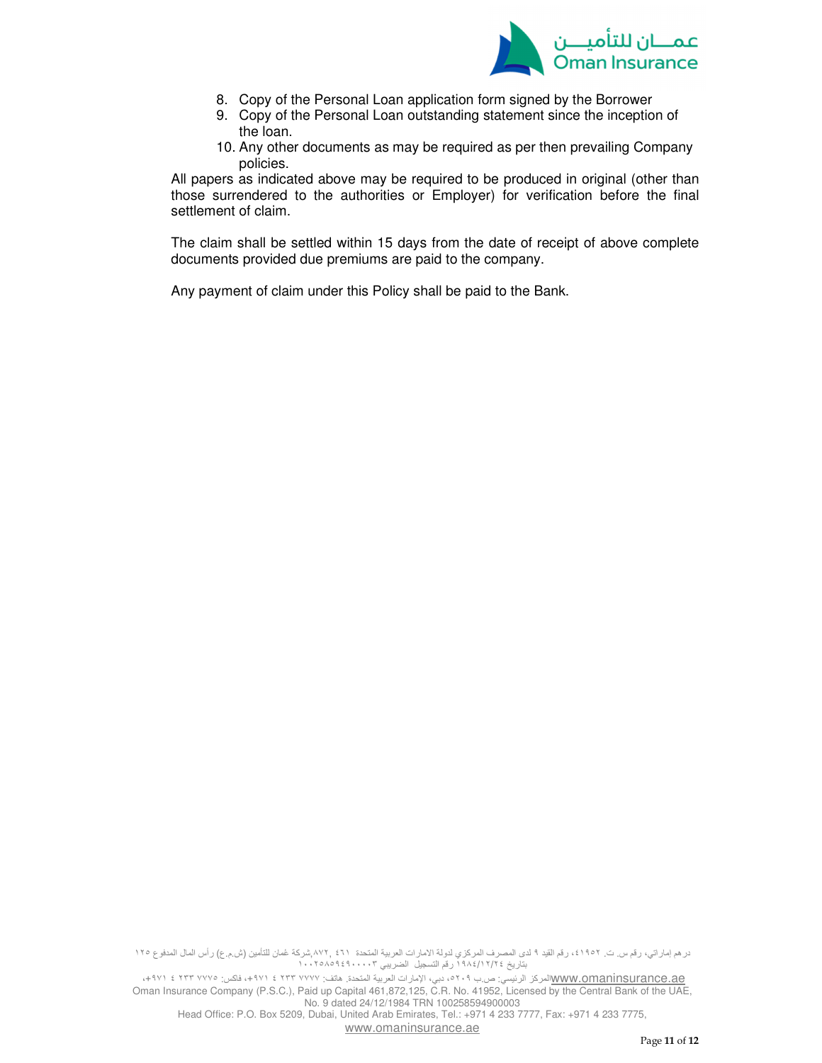8. Copy of the Personal Loan application form signed by the Borrower
9. Copy of the Personal Loan outstanding statement since the inception of the loan.
10. Any other documents as may be required as per then prevailing Company policies.

All papers as indicated above may be required to be produced in original (other than those surrendered to the authorities or Employer) for verification before the final settlement of claim.

The claim shall be settled within 15 days from the date of receipt of above complete documents provided due premiums are paid to the company.

Any payment of claim under this Policy shall be paid to the Bank.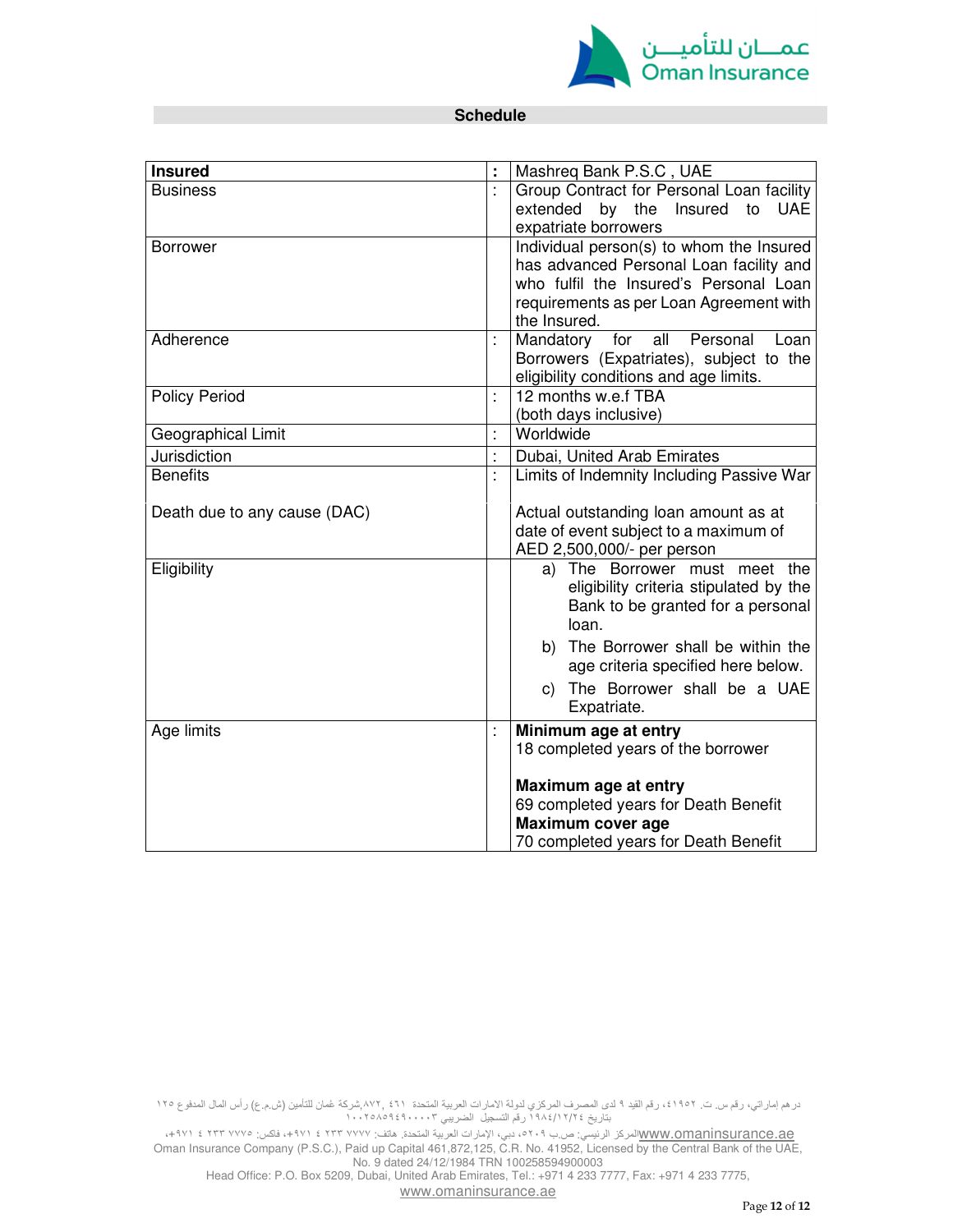## Schedule

| | | |
|---|---|---|
| **Insured** | **:** | Mashreq Bank P.S.C , UAE |
| Business | : | Group Contract for Personal Loan facility extended by the Insured to UAE expatriate borrowers |
| Borrower | | Individual person(s) to whom the Insured has advanced Personal Loan facility and who fulfil the Insured's Personal Loan requirements as per Loan Agreement with the Insured. |
| Adherence | : | Mandatory for all Personal Loan Borrowers (Expatriates), subject to the eligibility conditions and age limits. |
| Policy Period | : | 12 months w.e.f TBA<br>(both days inclusive) |
| Geographical Limit | : | Worldwide |
| Jurisdiction | : | Dubai, United Arab Emirates |
| Benefits<br><br>Death due to any cause (DAC) | : | Limits of Indemnity Including Passive War<br><br>Actual outstanding loan amount as at date of event subject to a maximum of AED 2,500,000/- per person |
| Eligibility | | a) The Borrower must meet the eligibility criteria stipulated by the Bank to be granted for a personal loan.<br>b) The Borrower shall be within the age criteria specified here below.<br>c) The Borrower shall be a UAE Expatriate. |
| Age limits | : | **Minimum age at entry**<br>18 completed years of the borrower<br><br>**Maximum age at entry**<br>69 completed years for Death Benefit<br>**Maximum cover age**<br>70 completed years for Death Benefit |